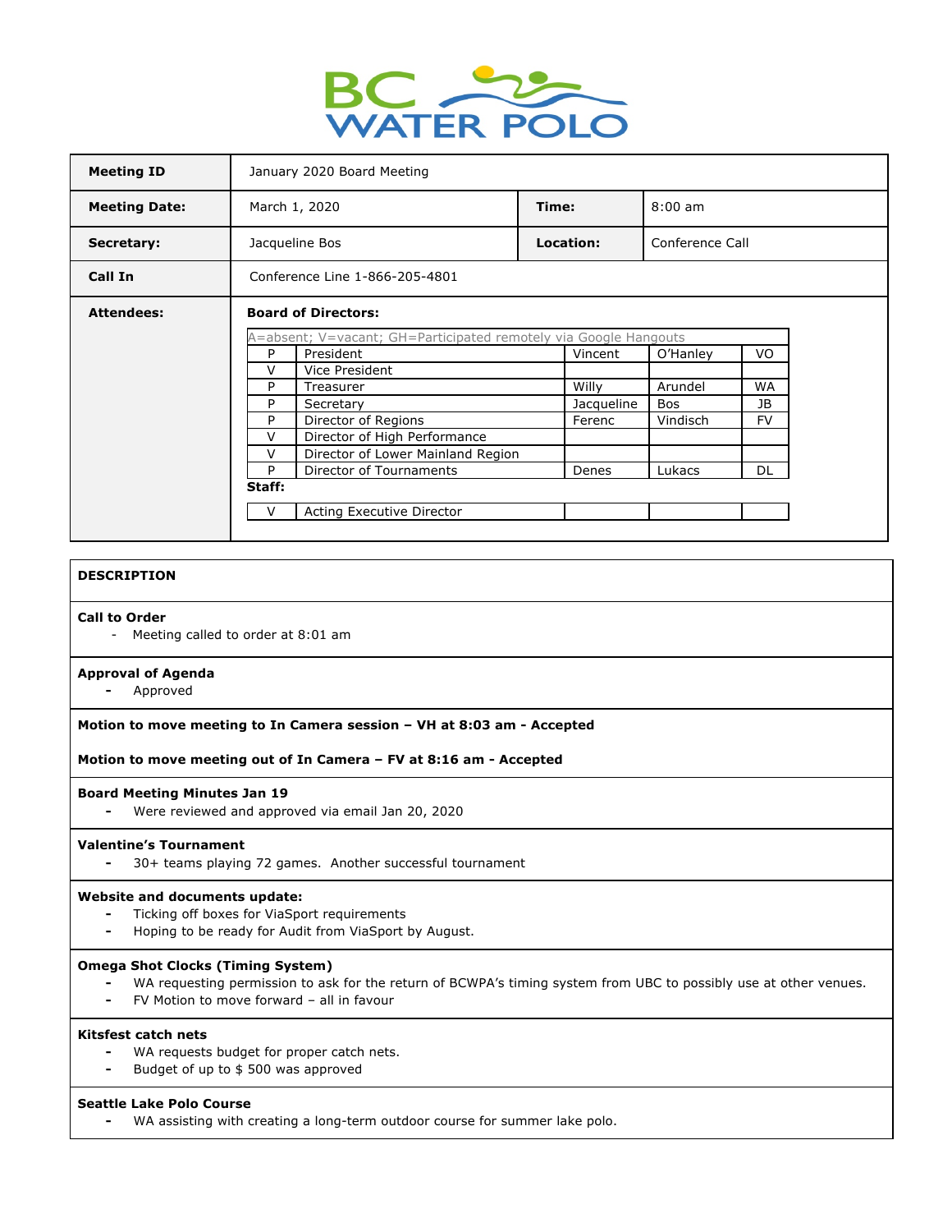BC WATER POLO

| **Meeting ID** | January 2020 Board Meeting | | |
|---|---|---|---|
| **Meeting Date:** | March 1, 2020 | **Time:** | 8:00 am |
| **Secretary:** | Jacqueline Bos | **Location:** | Conference Call |
| **Call In** | Conference Line 1-866-205-4801 | | |

**Attendees:**

**Board of Directors:**

A=absent; V=vacant; GH=Participated remotely via Google Hangouts

| | | | | |
|---|---|---|---|---|
| P | President | Vincent | O'Hanley | VO |
| V | Vice President | | | |
| P | Treasurer | Willy | Arundel | WA |
| P | Secretary | Jacqueline | Bos | JB |
| P | Director of Regions | Ferenc | Vindisch | FV |
| V | Director of High Performance | | | |
| V | Director of Lower Mainland Region | | | |
| P | Director of Tournaments | Denes | Lukacs | DL |

**Staff:**

| | | | | |
|---|---|---|---|---|
| V | Acting Executive Director | | | |

**DESCRIPTION**

**Call to Order**
- Meeting called to order at 8:01 am

**Approval of Agenda**
- Approved

**Motion to move meeting to In Camera session – VH at 8:03 am - Accepted**

**Motion to move meeting out of In Camera – FV at 8:16 am - Accepted**

**Board Meeting Minutes Jan 19**
- Were reviewed and approved via email Jan 20, 2020

**Valentine's Tournament**
- 30+ teams playing 72 games. Another successful tournament

**Website and documents update:**
- Ticking off boxes for ViaSport requirements
- Hoping to be ready for Audit from ViaSport by August.

**Omega Shot Clocks (Timing System)**
- WA requesting permission to ask for the return of BCWPA's timing system from UBC to possibly use at other venues.
- FV Motion to move forward – all in favour

**Kitsfest catch nets**
- WA requests budget for proper catch nets.
- Budget of up to $ 500 was approved

**Seattle Lake Polo Course**
- WA assisting with creating a long-term outdoor course for summer lake polo.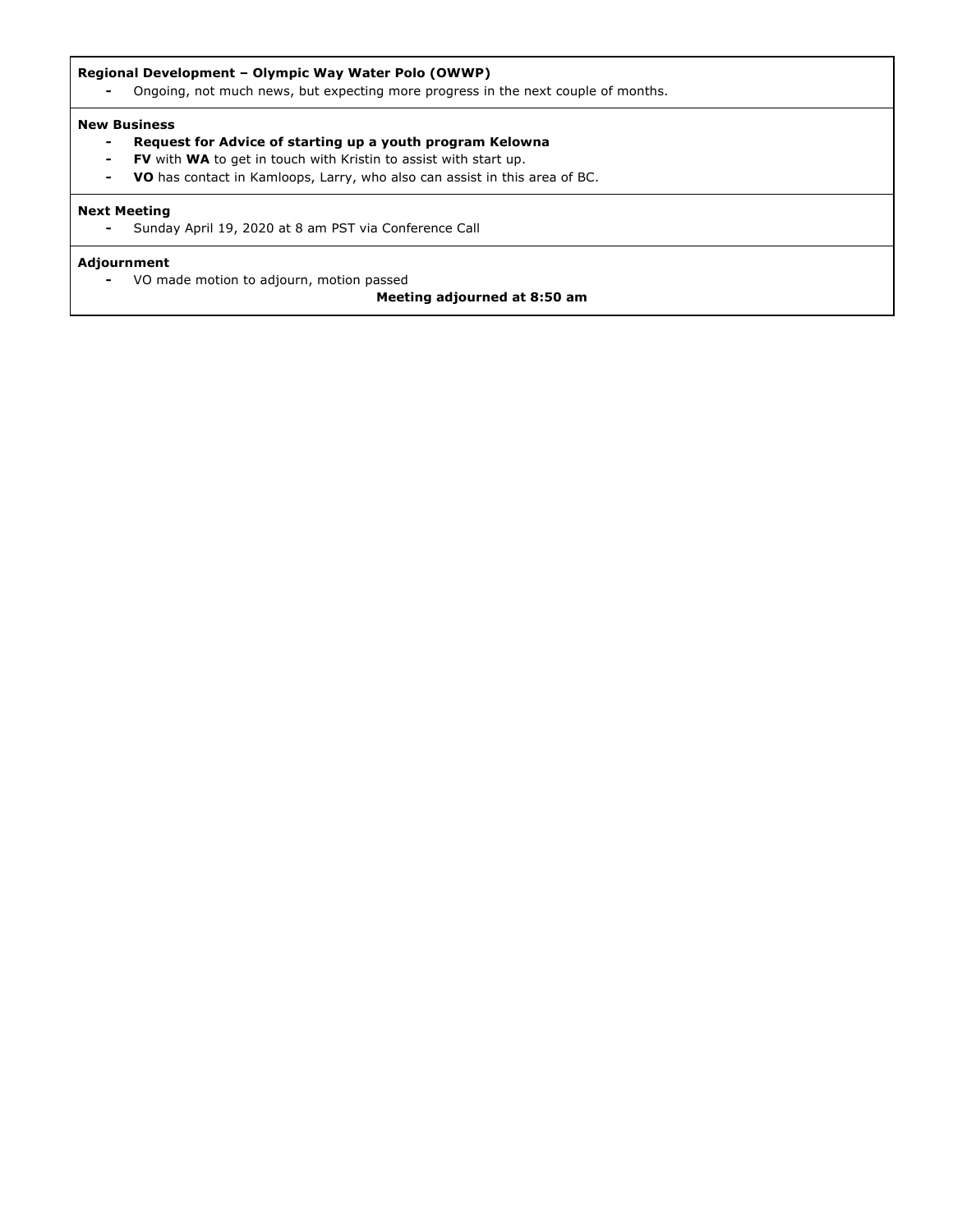**Regional Development – Olympic Way Water Polo (OWWP)**

- Ongoing, not much news, but expecting more progress in the next couple of months.

**New Business**

- **Request for Advice of starting up a youth program Kelowna**
- **FV** with **WA** to get in touch with Kristin to assist with start up.
- **VO** has contact in Kamloops, Larry, who also can assist in this area of BC.

**Next Meeting**

- Sunday April 19, 2020 at 8 am PST via Conference Call

**Adjournment**

- VO made motion to adjourn, motion passed

**Meeting adjourned at 8:50 am**